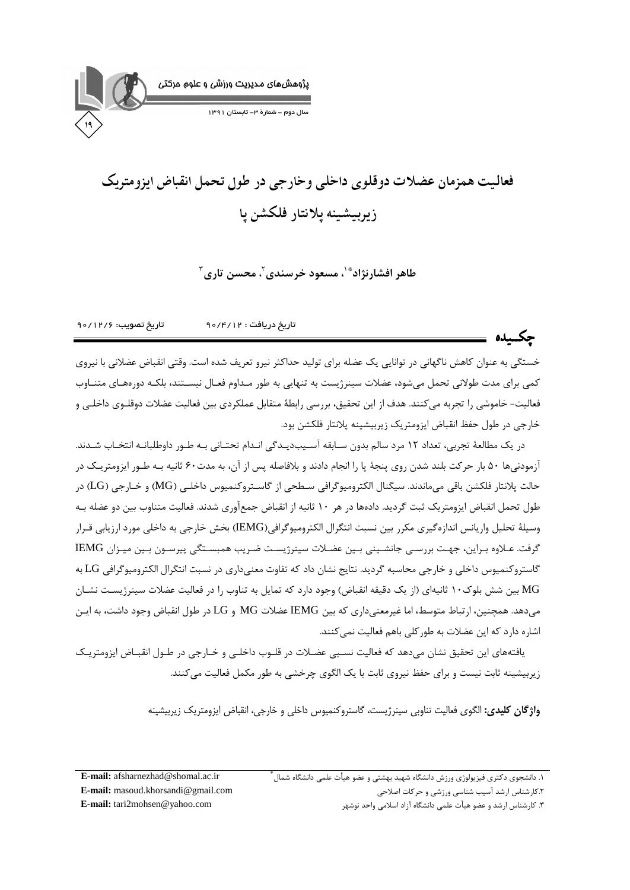# فعالیت همزمان عضلات دوقلوی داخلی و خارجی در طول تحمل انقباض ایزومتریک زیربیشینه پلانتار فلکشن پا

**طاهر افشارنژاد\*[1]، مسعود خرسندی[2]، محسن تاری[3]**

تاریخ دریافت: ۹۰/۴/۱۲ تاریخ تصویب: ۹۰/۱۲/۶

## چکیده

خستگی به عنوان کاهش ناگهانی در توانایی یک عضله برای تولید حداکثر نیرو تعریف شده است. وقتی انقباض عضلانی با نیروی کمی برای مدت طولانی تحمل می‌شود، عضلات سینرژیست به تنهایی به طور مداوم فعال نیستند، بلکه دوره‌های متناوب فعالیت- خاموشی را تجربه می‌کنند. هدف از این تحقیق، بررسی رابطهٔ متقابل عملکردی بین فعالیت عضلات دوقلوی داخلی و خارجی در طول حفظ انقباض ایزومتریک زیربیشینه پلانتار فلکشن بود.

در یک مطالعهٔ تجربی، تعداد ۱۲ مرد سالم بدون سابقه آسیب‌دیدگی اندام تحتانی به طور داوطلبانه انتخاب شدند. آزمودنی‌ها ۵۰ بار حرکت بلند شدن روی پنجهٔ پا را انجام دادند و بلافاصله پس از آن، به مدت ۶۰ ثانیه به طور ایزومتریک در حالت پلانتار فلکشن باقی می‌ماندند. سیگنال الکترومیوگرافی سطحی از گاستروکنمیوس داخلی (MG) و خارجی (LG) در طول تحمل انقباض ایزومتریک ثبت گردید. داده‌ها در هر ۱۰ ثانیه از انقباض جمع‌آوری شدند. فعالیت متناوب بین دو عضله به وسیلهٔ تحلیل واریانس اندازه‌گیری مکرر بین نسبت انتگرال الکترومیوگرافی(IEMG) بخش خارجی به داخلی مورد ارزیابی قرار گرفت. علاوه براین، جهت بررسی جانشینی بین عضلات سینرژیست ضریب همبستگی پیرسون بین میزان IEMG گاستروکنمیوس داخلی و خارجی محاسبه گردید. نتایج نشان داد که تفاوت معنی‌داری در نسبت انتگرال الکترومیوگرافی LG به MG بین شش بلوک ۱۰ ثانیه‌ای (از یک دقیقه انقباض) وجود دارد که تمایل به تناوب را در فعالیت عضلات سینرژیست نشان می‌دهد. همچنین، ارتباط متوسط، اما غیرمعنی‌داری که بین IEMG عضلات MG و LG در طول انقباض وجود داشت، به این اشاره دارد که این عضلات به طورکلی باهم فعالیت نمی‌کنند.

یافته‌های این تحقیق نشان می‌دهد که فعالیت نسبی عضلات در قلوب داخلی و خارجی در طول انقباض ایزومتریک زیربیشینه ثابت نیست و برای حفظ نیروی ثابت با یک الگوی چرخشی به طور مکمل فعالیت می‌کنند.

**واژگان کلیدی:** الگوی فعالیت تناوبی سینرژیست، گاستروکنمیوس داخلی و خارجی، انقباض ایزومتریک زیربیشینه

---

۱. دانشجوی دکتری فیزیولوژی ورزش دانشگاه شهید بهشتی و عضو هیأت علمی دانشگاه شمال\*

۲.کارشناس ارشد آسیب شناسی ورزشی و حرکات اصلاحی

۳. کارشناس ارشد و عضو هیأت علمی دانشگاه آزاد اسلامی واحد نوشهر

**E-mail:** afsharnezhad@shomal.ac.ir

**E-mail:** masoud.khorsandi@gmail.com

**E-mail:** tari2mohsen@yahoo.com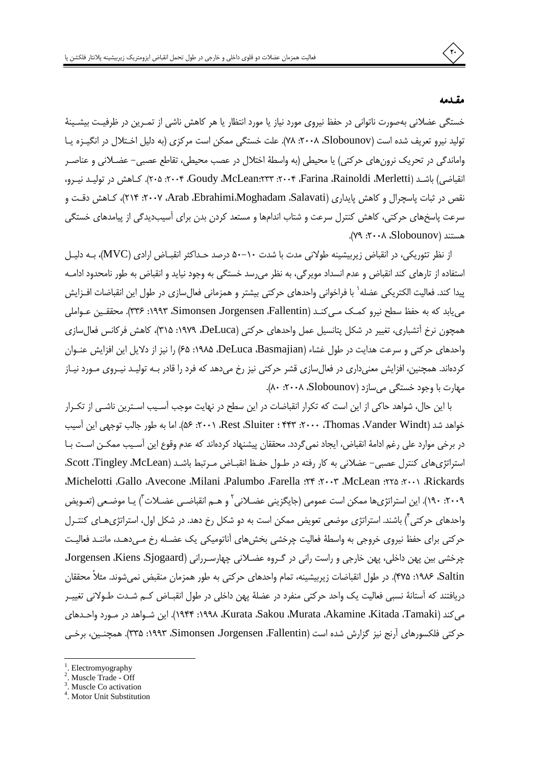## مقدمه

خستگی عضلانی به‌صورت ناتوانی در حفظ نیروی مورد نیاز یا مورد انتظار یا هر کاهش ناشی از تمرین در ظرفیت بیشینهٔ تولید نیرو تعریف شده است (Sloboun‍ov، ۲۰۰۸: ۷۸). علت خستگی ممکن است مرکزی (به دلیل اختلال در انگیزه یا واماندگی در تحریک نرون‌های حرکتی) یا محیطی (به واسطهٔ اختلال در عصب محیطی، تقاطع عصبی- عضلانی و عناصر انقباضی) باشد (Merletti ،Rainoldi ،Farina، ۲۰۰۴: ۲۳۳؛ McLean ،Goudy، ۲۰۰۴: ۲۰۵). کاهش در تولید نیرو، نقص در ثبات پاسچرال و کاهش پایداری (Salavati ،Moghadam،Ebrahimi ،Arab، ۲۰۰۷: ۲۱۴)، کاهش دقت و سرعت پاسخ‌های حرکتی، کاهش کنترل سرعت و شتاب اندام‌ها و مستعد کردن بدن برای آسیب‌دیدگی از پیامدهای خستگی هستند (Sloboun‍ov، ۲۰۰۸: ۷۹).

از نظر تئوریکی، در انقباض زیربیشینه طولانی مدت با شدت ۱۰-۵۰ درصد حداکثر انقباض ارادی (MVC)، به دلیل استفاده از تارهای کند انقباض و عدم انسداد مویرگی، به نظر می‌رسد خستگی به وجود نیاید و انقباض به طور نامحدود ادامه پیدا کند. فعالیت الکتریکی عضله[1] با فراخوانی واحدهای حرکتی بیشتر و همزمانی فعال‌سازی در طول این انقباضات افزایش می‌یابد که به حفظ سطح نیرو کمک می‌کند (Fallentin ،Jorgensen ،Simonsen، ۱۹۹۳: ۳۳۶). محققین عواملی همچون نرخ آتشباری، تغییر در شکل پتانسیل عمل واحدهای حرکتی (DeLuca، ۱۹۷۹: ۳۱۵)، کاهش فرکانس فعال‌سازی واحدهای حرکتی و سرعت هدایت در طول غشاء (Basmajian ،DeLuca، ۱۹۸۵: ۶۵) را نیز از دلایل این افزایش عنوان کرده‌اند. همچنین، افزایش معنی‌داری در فعال‌سازی قشر حرکتی نیز رخ می‌دهد که فرد را قادر به تولید نیروی مورد نیاز مهارت با وجود خستگی می‌سازد (Sloboun‍ov، ۲۰۰۸: ۸۰).

با این حال، شواهد حاکی از این است که تکرار انقباضات در این سطح در نهایت موجب آسیب استرین ناشی از تکرار خواهد شد (Vander Windt ،Thomas، ۲۰۰۰: ۴۴۳ ؛ Sluiter ،Rest، ۲۰۰۱: ۵۶). اما به طور جالب توجهی این آسیب در برخی موارد علی رغم ادامهٔ انقباض، ایجاد نمی‌گردد. محققان پیشنهاد کرده‌اند که عدم وقوع این آسیب ممکن است با استراتژی‌های کنترل عصبی- عضلانی به کار رفته در طول حفظ انقباض مرتبط باشد (McLean ،Tingley ،Scott، McLean ،Rickards، ۲۰۰۱: ۲۲۵؛ Farella ،Palumbo ،Milani ،Avecone ،Gallo ،Michelotti، ۲۰۰۳: ۲۴؛ ۲۰۰۹: ۱۹۰). این استراتژی‌ها ممکن است عمومی (جایگزینی عضلانی[2] و هم انقباضی عضلات[3]) یا موضعی (تعویض واحدهای حرکتی[4]) باشند. استراتژی موضعی تعویض ممکن است به دو شکل رخ دهد. در شکل اول، استراتژی‌های کنترل حرکتی برای حفظ نیروی خروجی به واسطهٔ فعالیت چرخشی بخش‌های آناتومیکی یک عضله رخ می‌دهد، مانند فعالیت چرخشی بین پهن داخلی، پهن خارجی و راست رانی در گروه عضلانی چهارسررانی (Sjogaard ،Kiens ،Jorgensen، Saltin، ۱۹۸۶: ۴۷۵). در طول انقباضات زیربیشینه، تمام واحدهای حرکتی به طور همزمان منقبض نمی‌شوند. مثلاً محققان دریافتند که آستانهٔ نسبی فعالیت یک واحد حرکتی منفرد در عضلهٔ پهن داخلی در طول انقباض کم شدت طولانی تغییر می‌کند (Tamaki ،Kitada ،Akamine ،Murata ،Sakou ،Kurata، ۱۹۹۸: ۱۹۴۴). این شواهد در مورد واحدهای حرکتی فلکسورهای آرنج نیز گزارش شده است (Fallentin ،Jorgensen ،Simonsen، ۱۹۹۳: ۳۳۵). همچنین، برخی

---

[1]. Electromyography
[2]. Muscle Trade - Off
[3]. Muscle Co activation
[4]. Motor Unit Substitution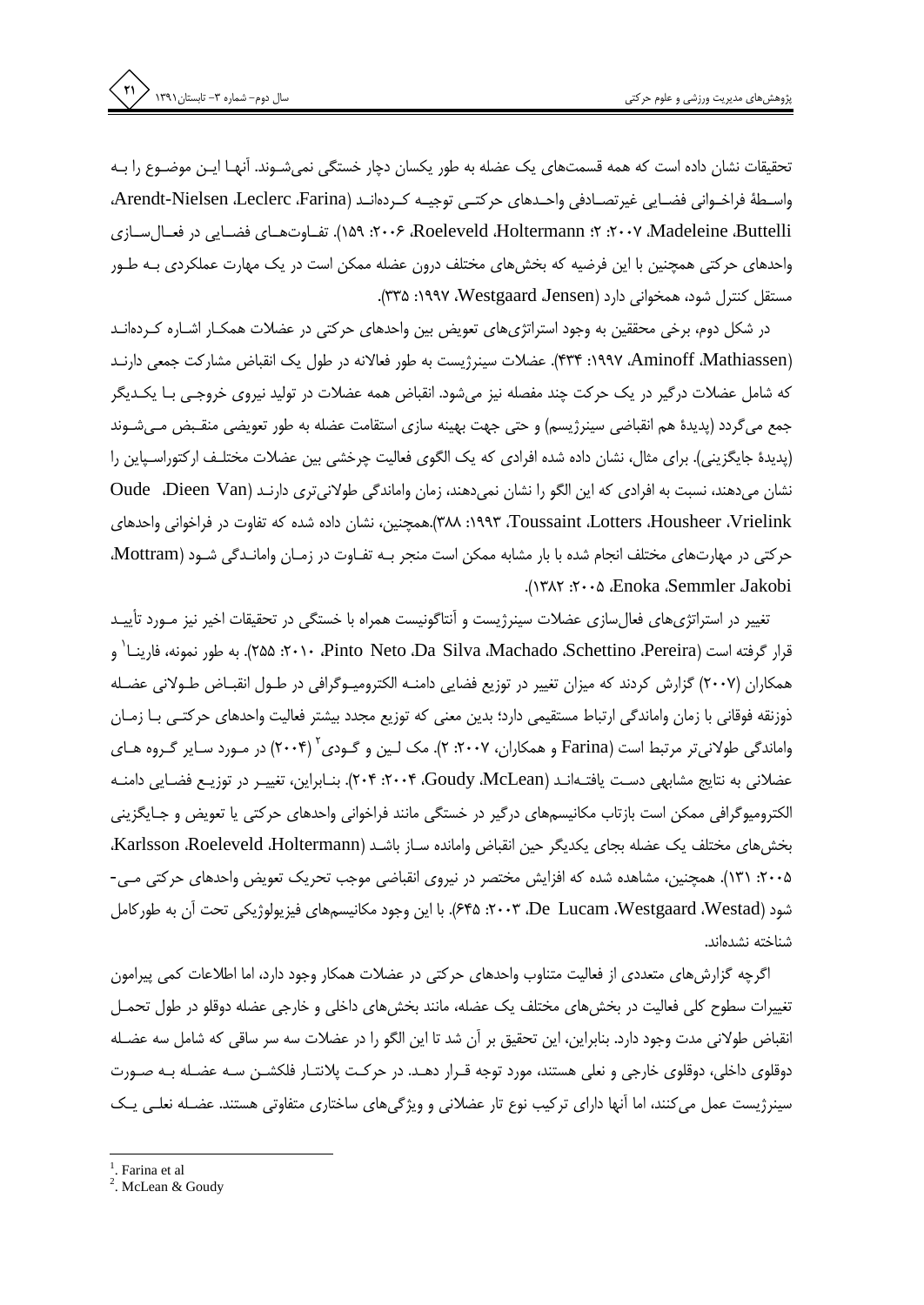تحقیقات نشان داده است که همه قسمت‌های یک عضله به طور یکسان دچار خستگی نمی‌شوند. آنها این موضوع را به واسطهٔ فراخوانی فضایی غیرتصادفی واحدهای حرکتی توجیه کرده‌اند (Arendt-Nielsen ،Leclerc ،Farina، Madeleine ،Buttelli، ۲۰۰۷: ۲؛ Roeleveld ،Holtermann، ۲۰۰۶: ۱۵۹). تفاوت‌های فضایی در فعال‌سازی واحدهای حرکتی همچنین با این فرضیه که بخش‌های مختلف درون عضله ممکن است در یک مهارت عملکردی به طور مستقل کنترل شود، همخوانی دارد (Westgaard ،Jensen، ۱۹۹۷: ۳۳۵).

در شکل دوم، برخی محققین به وجود استراتژی‌های تعویض بین واحدهای حرکتی در عضلات همکار اشاره کرده‌اند (Aminoff ،Mathiassen، ۱۹۹۷: ۴۳۴). عضلات سینرژیست به طور فعالانه در طول یک انقباض مشارکت جمعی دارند که شامل عضلات درگیر در یک حرکت چند مفصله نیز می‌شود. انقباض همه عضلات در تولید نیروی خروجی با یکدیگر جمع می‌گردد (پدیدهٔ هم انقباضی سینرژیسم) و حتی جهت بهینه سازی استقامت عضله به طور تعویضی منقبض می‌شوند (پدیدهٔ جایگزینی). برای مثال، نشان داده شده افرادی که یک الگوی فعالیت چرخشی بین عضلات مختلف ارکتوراسپاین را نشان می‌دهند، نسبت به افرادی که این الگو را نشان نمی‌دهند، زمان واماندگی طولانی‌تری دارند (Oude ،Dieen Van، Vrielink، Housheer ،Lotters ،Toussaint، ۱۹۹۳: ۳۸۸).همچنین، نشان داده شده که تفاوت در فراخوانی واحدهای حرکتی در مهارت‌های مختلف انجام شده با بار مشابه ممکن است منجر به تفاوت در زمان واماندگی شود (Mottram، Enoka ،Semmler ،Jakobi، ۲۰۰۵: ۱۳۸۲).

تغییر در استراتژی‌های فعال‌سازی عضلات سینرژیست و آنتاگونیست همراه با خستگی در تحقیقات اخیر نیز مورد تأیید قرار گرفته است (Pinto Neto ،Da Silva ،Machado ،Schettino ،Pereira، ۲۰۱۰: ۲۵۵). به طور نمونه، فارینا[1] و همکاران (۲۰۰۷) گزارش کردند که میزان تغییر در توزیع فضایی دامنه الکترومیوگرافی در طول انقباض طولانی عضله ذوزنقه فوقانی با زمان واماندگی ارتباط مستقیمی دارد؛ بدین معنی که توزیع مجدد بیشتر فعالیت واحدهای حرکتی با زمان واماندگی طولانی‌تر مرتبط است (Farina و همکاران، ۲۰۰۷: ۲). مک لین و گودی[2] (۲۰۰۴) در مورد سایر گروه های عضلانی به نتایج مشابهی دست یافته‌اند (Goudy ،McLean، ۲۰۰۴: ۲۰۴). بنابراین، تغییر در توزیع فضایی دامنه الکترومیوگرافی ممکن است بازتاب مکانیسم‌های درگیر در خستگی مانند فراخوانی واحدهای حرکتی یا تعویض و جایگزینی بخش‌های مختلف یک عضله بجای یکدیگر حین انقباض وامانده ساز باشد (Karlsson ،Roeleveld ،Holtermann، ۲۰۰۵: ۱۳۱). همچنین، مشاهده شده که افزایش مختصر در نیروی انقباضی موجب تحریک تعویض واحدهای حرکتی می‌شود (De Lucam ،Westgaard ،Westad، ۲۰۰۳: ۶۴۵). با این وجود مکانیسم‌های فیزیولوژیکی تحت آن به طورکامل شناخته نشده‌اند.

اگرچه گزارش‌های متعددی از فعالیت متناوب واحدهای حرکتی در عضلات همکار وجود دارد، اما اطلاعات کمی پیرامون تغییرات سطوح کلی فعالیت در بخش‌های مختلف یک عضله، مانند بخش‌های داخلی و خارجی عضله دوقلو در طول تحمل انقباض طولانی مدت وجود دارد. بنابراین، این تحقیق بر آن شد تا این الگو را در عضلات سه سر ساقی که شامل سه عضله دوقلوی داخلی، دوقلوی خارجی و نعلی هستند، مورد توجه قرار دهد. در حرکت پلانتار فلکشن سه عضله به صورت سینرژیست عمل می‌کنند، اما آنها دارای ترکیب نوع تار عضلانی و ویژگی‌های ساختاری متفاوتی هستند. عضله نعلی یک

[1]. Farina et al
[2]. McLean & Goudy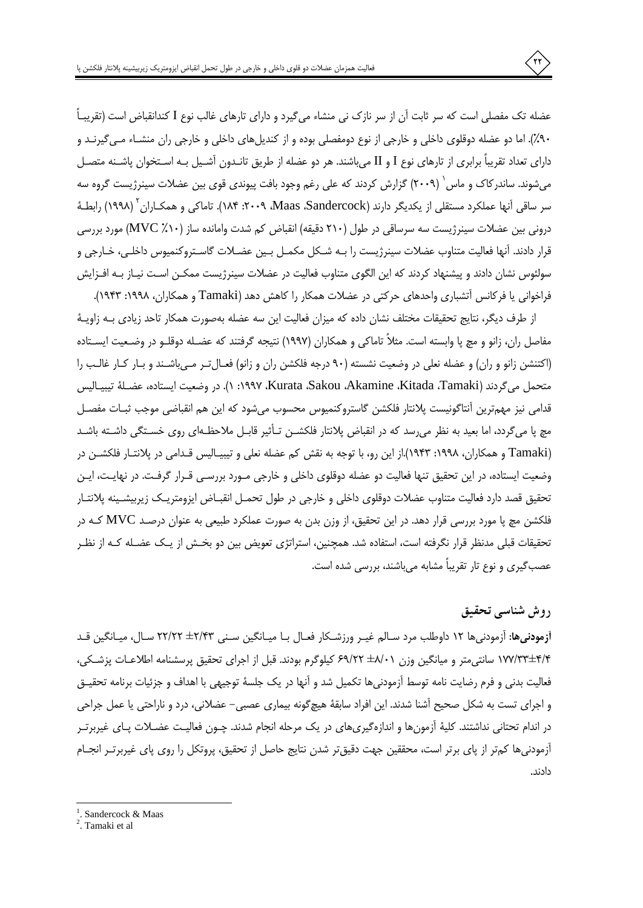عضله تک مفصلی است که سر ثابت آن از سر نازک نی منشاء می‌گیرد و دارای تارهای غالب نوع I کندانقباض است (تقریباً ۹۰٪). اما دو عضله دوقلوی داخلی و خارجی از نوع دومفصلی بوده و از کندیل‌های داخلی و خارجی ران منشاء می‌گیرند و دارای تعداد تقریباً برابری از تارهای نوع I و II می‌باشند. هر دو عضله از طریق تاندون آشیل به استخوان پاشنه متصل می‌شوند. ساندرکاک و ماس[1] (۲۰۰۹) گزارش کردند که علی رغم وجود بافت پیوندی قوی بین عضلات سینرژیست گروه سه سر ساقی آنها عملکرد مستقلی از یکدیگر دارند (Sandercock، Maas، ۲۰۰۹: ۱۸۴). تاماکی و همکاران[2] (۱۹۹۸) رابطهٔ درونی بین عضلات سینرژیست سه سرساقی در طول (۲۱۰ دقیقه) انقباض کم شدت وامانده ساز (MVC ٪۱۰) مورد بررسی قرار دادند. آنها فعالیت متناوب عضلات سینرژیست را به شکل مکمل بین عضلات گاستروکنمیوس داخلی، خارجی و سولئوس نشان دادند و پیشنهاد کردند که این الگوی متناوب فعالیت در عضلات سینرژیست ممکن است نیاز به افزایش فراخوانی یا فرکانس آتشباری واحدهای حرکتی در عضلات همکار را کاهش دهد (Tamaki و همکاران، ۱۹۹۸: ۱۹۴۳).

از طرف دیگر، نتایج تحقیقات مختلف نشان داده که میزان فعالیت این سه عضله به‌صورت همکار تاحد زیادی به زاویهٔ مفاصل ران، زانو و مچ پا وابسته است. مثلاً تاماکی و همکاران (۱۹۹۷) نتیجه گرفتند که عضله دوقلو در وضعیت ایستاده (اکتنشن زانو و ران) و عضله نعلی در وضعیت نشسته (۹۰ درجه فلکشن ران و زانو) فعال‌تر می‌باشند و بار کار غالب را متحمل می‌گردند (Tamaki، Kitada، Akamine، Sakou، Kurata، ۱۹۹۷: ۱). در وضعیت ایستاده، عضلهٔ تیبیالیس قدامی نیز مهم‌ترین آنتاگونیست پلانتار فلکشن گاستروکنمیوس محسوب می‌شود که این هم انقباضی موجب ثبات مفصل مچ پا می‌گردد، اما بعید به نظر می‌رسد که در انقباض پلانتار فلکشن تأثیر قابل ملاحظه‌ای روی خستگی داشته باشد (Tamaki و همکاران، ۱۹۹۸: ۱۹۴۳).از این رو، با توجه به نقش کم عضله نعلی و تیبیالیس قدامی در پلانتار فلکشن در وضعیت ایستاده، در این تحقیق تنها فعالیت دو عضله دوقلوی داخلی و خارجی مورد بررسی قرار گرفت. در نهایت، این تحقیق قصد دارد فعالیت متناوب عضلات دوقلوی داخلی و خارجی در طول تحمل انقباض ایزومتریک زیربیشینه پلانتار فلکشن مچ پا مورد بررسی قرار دهد. در این تحقیق، از وزن بدن به صورت عملکرد طبیعی به عنوان درصد MVC که در تحقیقات قبلی مدنظر قرار نگرفته است، استفاده شد. همچنین، استراتژی تعویض بین دو بخش از یک عضله که از نظر عصب‌گیری و نوع تار تقریباً مشابه می‌باشند، بررسی شده است.

## روش شناسی تحقیق

**آزمودنی‌ها:** آزمودنی‌ها ۱۲ داوطلب مرد سالم غیر ورزشکار فعال با میانگین سنی ۲/۴۳± ۲۲/۲۲ سال، میانگین قد ۴/۴±۱۷۷/۳۳ سانتی‌متر و میانگین وزن ۸/۰۱± ۶۹/۲۲ کیلوگرم بودند. قبل از اجرای تحقیق پرسشنامه اطلاعات پزشکی، فعالیت بدنی و فرم رضایت نامه توسط آزمودنی‌ها تکمیل شد و آنها در یک جلسهٔ توجیهی با اهداف و جزئیات برنامه تحقیق و اجرای تست به شکل صحیح آشنا شدند. این افراد سابقهٔ هیچ‌گونه بیماری عصبی– عضلانی، درد و ناراحتی یا عمل جراحی در اندام تحتانی نداشتند. کلیهٔ آزمون‌ها و اندازه‌گیری‌های در یک مرحله انجام شدند. چون فعالیت عضلات پای غیربرتر آزمودنی‌ها کم‌تر از پای برتر است، محققین جهت دقیق‌تر شدن نتایج حاصل از تحقیق، پروتکل را روی پای غیربرتر انجام دادند.

---

[1]. Sandercock & Maas

[2]. Tamaki et al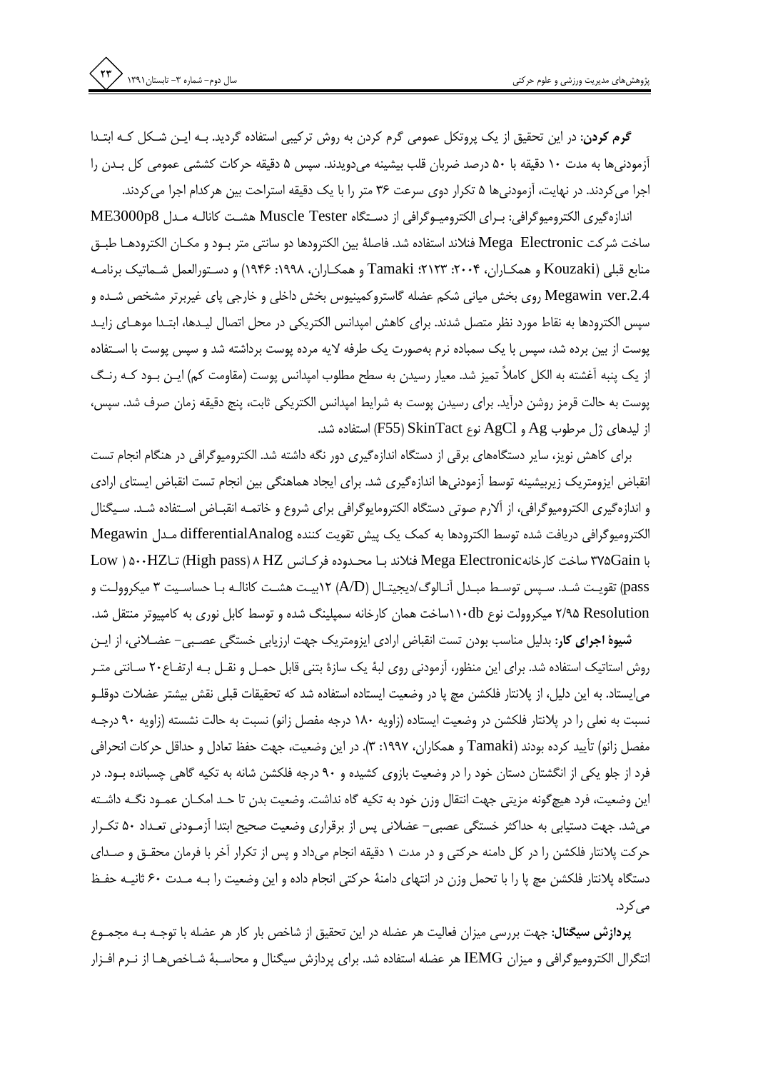**گرم کردن:** در این تحقیق از یک پروتکل عمومی گرم کردن به روش ترکیبی استفاده گردید. بـه ایـن شـکل کـه ابتـدا آزمودنی‌ها به مدت ۱۰ دقیقه با ۵۰ درصد ضربان قلب بیشینه می‌دویدند. سپس ۵ دقیقه حرکات کششی عمومی کل بـدن را اجرا می‌کردند. در نهایت، آزمودنی‌ها ۵ تکرار دوی سرعت ۳۶ متر را با یک دقیقه استراحت بین هرکدام اجرا می‌کردند.

اندازه‌گیری الکترومیوگرافی: بـرای الکترومیـوگرافی از دسـتگاه Muscle Tester هشـت کانالـه مـدل ME3000p8 ساخت شرکت Mega Electronic فنلاند استفاده شد. فاصلهٔ بین الکترودها دو سانتی متر بـود و مکـان الکترودهـا طبـق منابع قبلی (Kouzaki و همکـاران، ۲۰۰۴: ۲۱۲۳؛ Tamaki و همکـاران، ۱۹۹۸: ۱۹۴۶) و دسـتورالعمل شـماتیک برنامـه Megawin ver.2.4 روی بخش میانی شکم عضله گاستروکمینیوس بخش داخلی و خارجی پای غیربرتر مشخص شـده و سپس الکترودها به نقاط مورد نظر متصل شدند. برای کاهش امپدانس الکتریکی در محل اتصال لیـدها، ابتـدا موهـای زایـد پوست از بین برده شد، سپس با یک سمباده نرم به‌صورت یک طرفه لایه مرده پوست برداشته شد و سپس پوست با اسـتفاده از یک پنبه آغشته به الکل کاملاً تمیز شد. معیار رسیدن به سطح مطلوب امپدانس پوست (مقاومت کم) ایـن بـود کـه رنـگ پوست به حالت قرمز روشن درآید. برای رسیدن پوست به شرایط امپدانس الکتریکی ثابت، پنج دقیقه زمان صرف شد. سپس، از لیدهای ژل مرطوب Ag و AgCl نوع SkinTact (F55) استفاده شد.

برای کاهش نویز، سایر دستگاه‌های برقی از دستگاه اندازه‌گیری دور نگه داشته شد. الکترومیوگرافی در هنگام انجام تست انقباض ایزومتریک زیربیشینه توسط آزمودنی‌ها اندازه‌گیری شد. برای ایجاد هماهنگی بین انجام تست انقباض ایستای ارادی و اندازه‌گیری الکترومیوگرافی، از آلارم صوتی دستگاه الکترومایوگرافی برای شروع و خاتمـه انقبـاض اسـتفاده شـد. سـیگنال الکترومیوگرافی دریافت شده توسط الکترودها به کمک یک پیش تقویت کننده differentialAnalog مـدل Megawin با ۳۷۵Gain ساخت کارخانه Mega Electronic فنلاند بـا محـدوده فرکـانس ۸ HZ (High pass) تـا ۵۰۰HZ (Low pass) تقویـت شـد. سـپس توسـط مبـدل آنـالوگ/دیجیتـال (A/D) ۱۲بیـت هشـت کانالـه بـا حساسـیت ۳ میکروولـت و Resolution ۲/۹۵ میکروولت نوع ۱۱۰db ساخت همان کارخانه سمپلینگ شده و توسط کابل نوری به کامپیوتر منتقل شد.

**شیوهٔ اجرای کار:** بدلیل مناسب بودن تست انقباض ارادی ایزومتریک جهت ارزیابی خستگی عصـبی- عضـلانی، از ایـن روش استاتیک استفاده شد. برای این منظور، آزمودنی روی لبهٔ یک سازهٔ بتنی قابل حمـل و نقـل بـه ارتفـاع ۲۰ سـانتی متـر می‌ایستاد. به این دلیل، از پلانتار فلکشن مچ پا در وضعیت ایستاده استفاده شد که تحقیقات قبلی نقش بیشتر عضلات دوقلـو نسبت به نعلی را در پلانتار فلکشن در وضعیت ایستاده (زاویه ۱۸۰ درجه مفصل زانو) نسبت به حالت نشسته (زاویه ۹۰ درجـه مفصل زانو) تأیید کرده بودند (Tamaki و همکاران، ۱۹۹۷: ۳). در این وضعیت، جهت حفظ تعادل و حداقل حرکات انحرافی فرد از جلو یکی از انگشتان دستان خود را در وضعیت بازوی کشیده و ۹۰ درجه فلکشن شانه به تکیه گاهی چسبانده بـود. در این وضعیت، فرد هیچ‌گونه مزیتی جهت انتقال وزن خود به تکیه گاه نداشت. وضعیت بدن تا حـد امکـان عمـود نگـه داشـته می‌شد. جهت دستیابی به حداکثر خستگی عصبی- عضلانی پس از برقراری وضعیت صحیح ابتدا آزمـودنی تعـداد ۵۰ تکـرار حرکت پلانتار فلکشن را در کل دامنه حرکتی و در مدت ۱ دقیقه انجام می‌داد و پس از تکرار آخر با فرمان محقـق و صـدای دستگاه پلانتار فلکشن مچ پا را با تحمل وزن در انتهای دامنهٔ حرکتی انجام داده و این وضعیت را بـه مـدت ۶۰ ثانیـه حفـظ می‌کرد.

**پردازش سیگنال:** جهت بررسی میزان فعالیت هر عضله در این تحقیق از شاخص بار کار هر عضله با توجـه بـه مجمـوع انتگرال الکترومیوگرافی و میزان IEMG هر عضله استفاده شد. برای پردازش سیگنال و محاسبهٔ شـاخص‌هـا از نـرم افـزار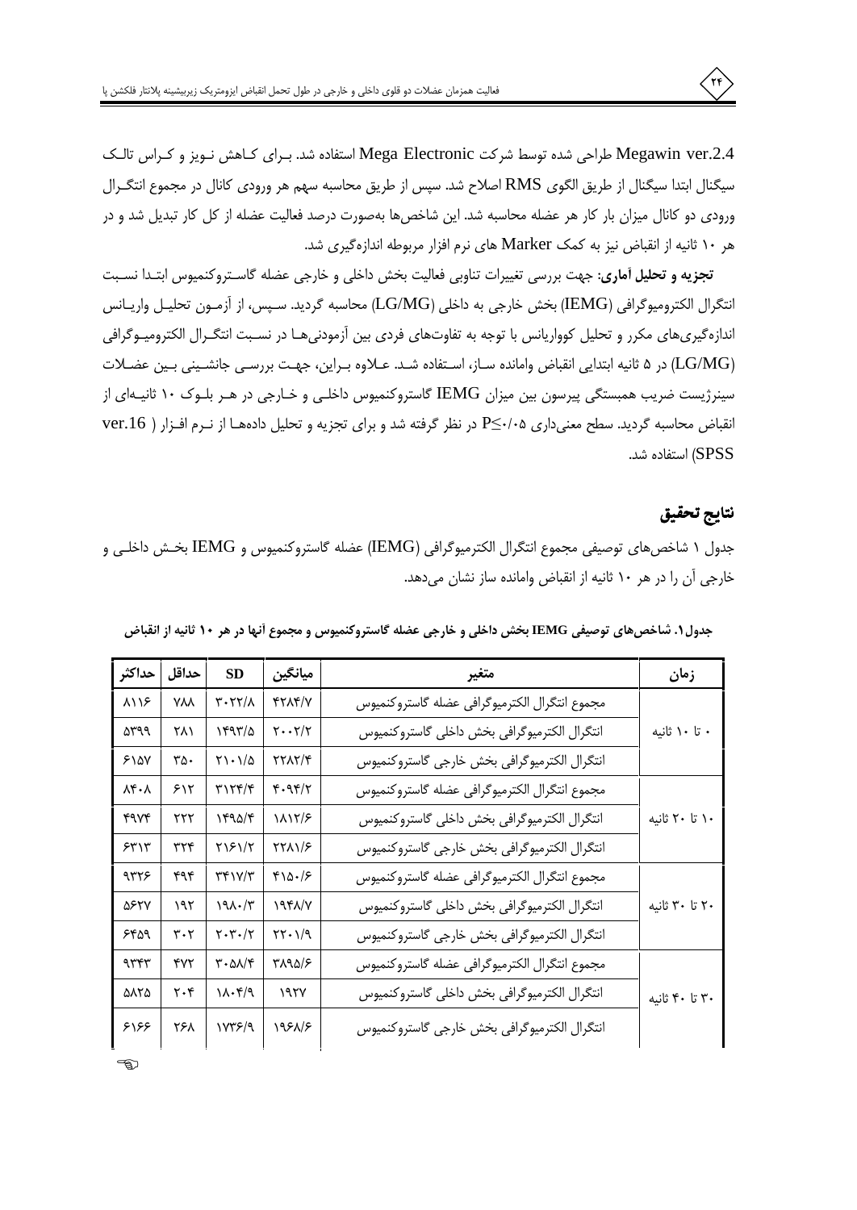Megawin ver.2.4 طراحی شده توسط شرکت Mega Electronic استفاده شد. برای کاهش نویز و کراس تالک سیگنال ابتدا سیگنال از طریق الگوی RMS اصلاح شد. سپس از طریق محاسبه سهم هر ورودی کانال در مجموع انتگرال ورودی دو کانال میزان بار کار هر عضله محاسبه شد. این شاخص‌ها به‌صورت درصد فعالیت عضله از کل کار تبدیل شد و در هر ۱۰ ثانیه از انقباض نیز به کمک Marker های نرم افزار مربوطه اندازه‌گیری شد.

**تجزیه و تحلیل آماری:** جهت بررسی تغییرات تناوبی فعالیت بخش داخلی و خارجی عضله گاستروکنمیوس ابتدا نسبت انتگرال الکترومیوگرافی (IEMG) بخش خارجی به داخلی (LG/MG) محاسبه گردید. سپس، از آزمون تحلیل واریانس اندازه‌گیری‌های مکرر و تحلیل کوواریانس با توجه به تفاوت‌های فردی بین آزمودنی‌ها در نسبت انتگرال الکترومیوگرافی (LG/MG) در ۵ ثانیه ابتدایی انقباض وامانده ساز، استفاده شد. علاوه براین، جهت بررسی جانشینی بین عضلات سینرژیست ضریب همبستگی پیرسون بین میزان IEMG گاستروکنمیوس داخلی و خارجی در هر بلوک ۱۰ ثانیه‌ای از انقباض محاسبه گردید. سطح معنی‌داری $P \leq ۰/۰۵$ در نظر گرفته شد و برای تجزیه و تحلیل داده‌ها از نرم افزار ( ver.16 SPSS) استفاده شد.

## نتایج تحقیق

جدول ۱ شاخص‌های توصیفی مجموع انتگرال الکترومیوگرافی (IEMG) عضله گاستروکنمیوس و IEMG بخش داخلی و خارجی آن را در هر ۱۰ ثانیه از انقباض وامانده ساز نشان می‌دهد.

**جدول ۱. شاخص‌های توصیفی IEMG بخش داخلی و خارجی عضله گاستروکنمیوس و مجموع آنها در هر ۱۰ ثانیه از انقباض**

| زمان | متغیر | میانگین | SD | حداقل | حداکثر |
|---|---|---|---|---|---|
| ۰ تا ۱۰ ثانیه | مجموع انتگرال الکترومیوگرافی عضله گاستروکنمیوس | ۴۲۸۴/۷ | ۳۰۲۲/۸ | ۷۸۸ | ۸۱۱۶ |
| | انتگرال الکترومیوگرافی بخش داخلی گاستروکنمیوس | ۲۰۰۲/۲ | ۱۴۹۳/۵ | ۲۸۱ | ۵۳۹۹ |
| | انتگرال الکترومیوگرافی بخش خارجی گاستروکنمیوس | ۲۲۸۲/۴ | ۲۱۰۱/۵ | ۳۵۰ | ۶۱۵۷ |
| ۱۰ تا ۲۰ ثانیه | مجموع انتگرال الکترومیوگرافی عضله گاستروکنمیوس | ۴۰۹۴/۲ | ۳۱۲۴/۴ | ۶۱۲ | ۸۴۰۸ |
| | انتگرال الکترومیوگرافی بخش داخلی گاستروکنمیوس | ۱۸۱۲/۶ | ۱۴۹۵/۴ | ۲۲۲ | ۴۹۷۴ |
| | انتگرال الکترومیوگرافی بخش خارجی گاستروکنمیوس | ۲۲۸۱/۶ | ۲۱۶۱/۲ | ۳۲۴ | ۶۳۱۳ |
| ۲۰ تا ۳۰ ثانیه | مجموع انتگرال الکترومیوگرافی عضله گاستروکنمیوس | ۴۱۵۰/۶ | ۳۴۱۷/۳ | ۴۹۴ | ۹۳۲۶ |
| | انتگرال الکترومیوگرافی بخش داخلی گاستروکنمیوس | ۱۹۴۸/۷ | ۱۹۸۰/۳ | ۱۹۲ | ۵۶۲۷ |
| | انتگرال الکترومیوگرافی بخش خارجی گاستروکنمیوس | ۲۲۰۱/۹ | ۲۰۳۰/۲ | ۳۰۲ | ۶۴۵۹ |
| ۳۰ تا ۴۰ ثانیه | مجموع انتگرال الکترومیوگرافی عضله گاستروکنمیوس | ۳۸۹۵/۶ | ۳۰۵۸/۴ | ۴۷۲ | ۹۳۴۳ |
| | انتگرال الکترومیوگرافی بخش داخلی گاستروکنمیوس | ۱۹۲۷ | ۱۸۰۴/۹ | ۲۰۴ | ۵۸۲۵ |
| | انتگرال الکترومیوگرافی بخش خارجی گاستروکنمیوس | ۱۹۶۸/۶ | ۱۷۳۶/۹ | ۲۶۸ | ۶۱۶۶ |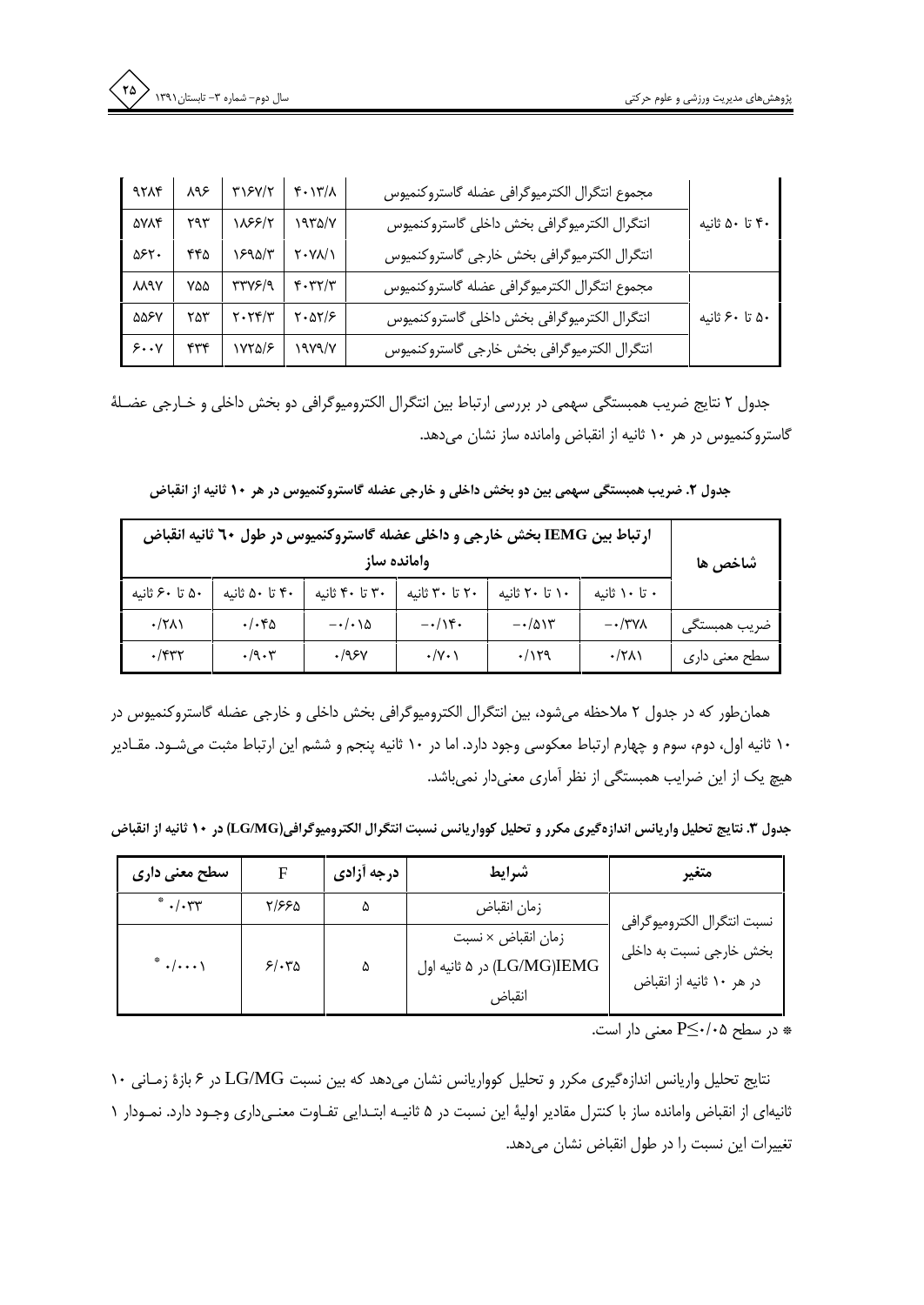| | | | | | |
|---|---|---|---|---|---|
| ۴۰ تا ۵۰ ثانیه | مجموع انتگرال الکترمیوگرافی عضله گاستروکنمیوس | ۴۰۱۳/۸ | ۳۱۶۷/۲ | ۸۹۶ | ۹۲۸۴ |
| | انتگرال الکترمیوگرافی بخش داخلی گاستروکنمیوس | ۱۹۳۵/۷ | ۱۸۶۶/۲ | ۲۹۳ | ۵۷۸۴ |
| | انتگرال الکترمیوگرافی بخش خارجی گاستروکنمیوس | ۲۰۷۸/۱ | ۱۶۹۵/۳ | ۴۴۵ | ۵۶۲۰ |
| ۵۰ تا ۶۰ ثانیه | مجموع انتگرال الکترمیوگرافی عضله گاستروکنمیوس | ۴۰۳۲/۳ | ۳۳۷۶/۹ | ۷۵۵ | ۸۸۹۷ |
| | انتگرال الکترمیوگرافی بخش داخلی گاستروکنمیوس | ۲۰۵۲/۶ | ۲۰۲۴/۳ | ۲۵۳ | ۵۵۶۷ |
| | انتگرال الکترمیوگرافی بخش خارجی گاستروکنمیوس | ۱۹۷۹/۷ | ۱۷۲۵/۶ | ۴۳۴ | ۶۰۰۷ |

جدول ۲ نتایج ضریب همبستگی سهمی در بررسی ارتباط بین انتگرال الکترومیوگرافی دو بخش داخلی و خارجی عضلهٔ گاستروکنمیوس در هر ۱۰ ثانیه از انقباض وامانده ساز نشان می‌دهد.

**جدول ۲. ضریب همبستگی سهمی بین دو بخش داخلی و خارجی عضله گاستروکنمیوس در هر ۱۰ ثانیه از انقباض**

| شاخص ها | ارتباط بین IEMG بخش خارجی و داخلی عضله گاستروکنمیوس در طول ٦٠ ثانیه انقباض وامانده ساز | | | | | |
|---|---|---|---|---|---|---|
| | ۰ تا ۱۰ ثانیه | ۱۰ تا ۲۰ ثانیه | ۲۰ تا ۳۰ ثانیه | ۳۰ تا ۴۰ ثانیه | ۴۰ تا ۵۰ ثانیه | ۵۰ تا ۶۰ ثانیه |
| ضریب همبستگی | ۰/۳۷۸- | ۰/۵۱۳- | ۰/۱۴۰- | ۰/۰۱۵- | ۰/۰۴۵ | ۰/۲۸۱ |
| سطح معنی داری | ۰/۲۸۱ | ۰/۱۲۹ | ۰/۷۰۱ | ۰/۹۶۷ | ۰/۹۰۳ | ۰/۴۳۲ |

همان‌طور که در جدول ۲ ملاحظه می‌شود، بین انتگرال الکترومیوگرافی بخش داخلی و خارجی عضله گاستروکنمیوس در ۱۰ ثانیه اول، دوم، سوم و چهارم ارتباط معکوسی وجود دارد. اما در ۱۰ ثانیه پنجم و ششم این ارتباط مثبت می‌شود. مقادیر هیچ یک از این ضرایب همبستگی از نظر آماری معنی‌دار نمی‌باشد.

**جدول ۳. نتایج تحلیل واریانس اندازه‌گیری مکرر و تحلیل کوواریانس نسبت انتگرال الکترومیوگرافی(LG/MG) در ۱۰ ثانیه از انقباض**

| متغیر | شرایط | درجه آزادی | F | سطح معنی داری |
|---|---|---|---|---|
| نسبت انتگرال الکترومیوگرافی بخش خارجی نسبت به داخلی در هر ۱۰ ثانیه از انقباض | زمان انقباض | ۵ | ۲/۶۶۵ | * ۰/۰۳۳ |
| | زمان انقباض × نسبت (LG/MG)IEMG در ۵ ثانیه اول انقباض | ۵ | ۶/۰۳۵ | * ۰/۰۰۰۱ |

* در سطح $P \leq ۰/۰۵$ معنی دار است.

نتایج تحلیل واریانس اندازه‌گیری مکرر و تحلیل کوواریانس نشان می‌دهد که بین نسبت LG/MG در ۶ بازهٔ زمانی ۱۰ ثانیه‌ای از انقباض وامانده ساز با کنترل مقادیر اولیهٔ این نسبت در ۵ ثانیه ابتدایی تفاوت معنی‌داری وجود دارد. نمودار ۱ تغییرات این نسبت را در طول انقباض نشان می‌دهد.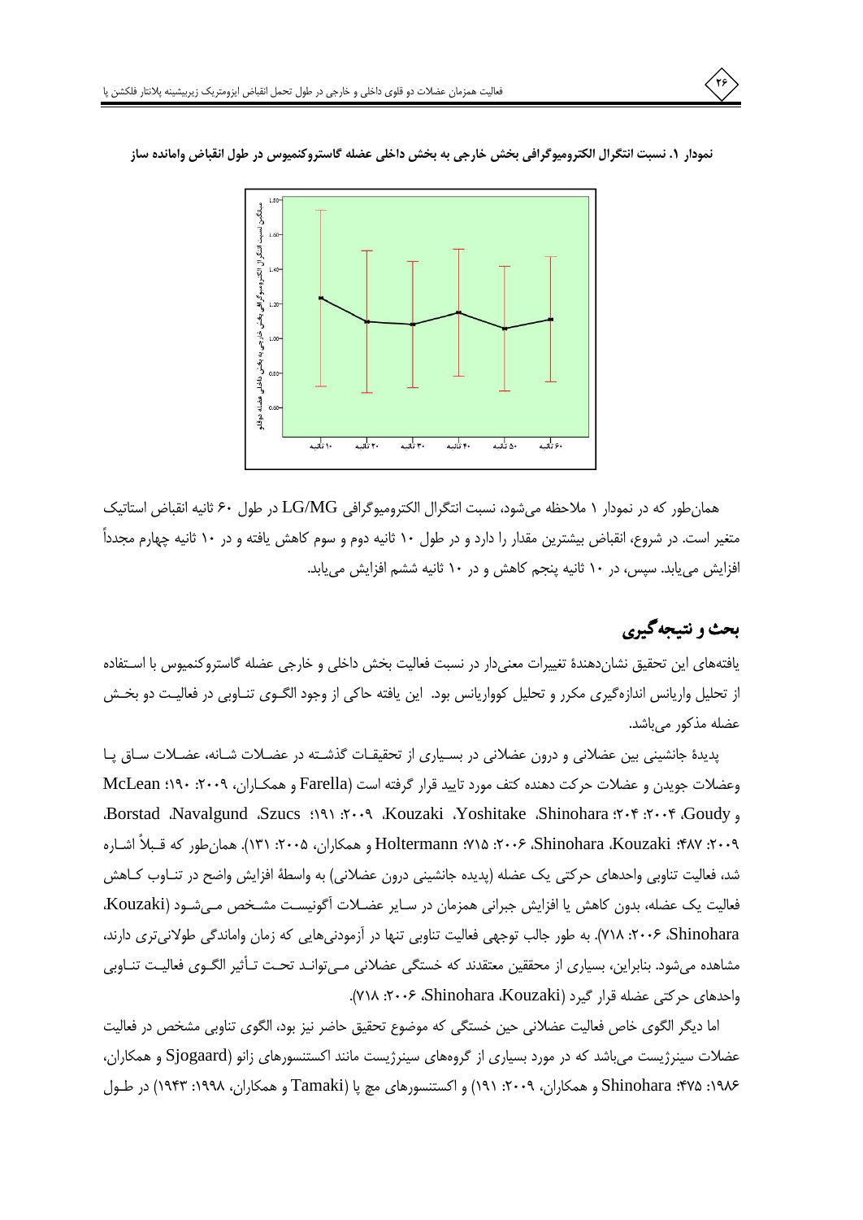**نمودار ۱. نسبت انتگرال الکترومیوگرافی بخش خارجی به بخش داخلی عضله گاستروکنمیوس در طول انقباض وامانده ساز**

همان‌طور که در نمودار ۱ ملاحظه می‌شود، نسبت انتگرال الکترومیوگرافی LG/MG در طول ۶۰ ثانیه انقباض استاتیک متغیر است. در شروع، انقباض بیشترین مقدار را دارد و در طول ۱۰ ثانیه دوم و سوم کاهش یافته و در ۱۰ ثانیه چهارم مجدداً افزایش می‌یابد. سپس، در ۱۰ ثانیه پنجم کاهش و در ۱۰ ثانیه ششم افزایش می‌یابد.

## بحث و نتیجه‌گیری

یافته‌های این تحقیق نشان‌دهندۀ تغییرات معنی‌دار در نسبت فعالیت بخش داخلی و خارجی عضله گاستروکنمیوس با استفاده از تحلیل واریانس اندازه‌گیری مکرر و تحلیل کوواریانس بود. این یافته حاکی از وجود الگوی تناوبی در فعالیت دو بخش عضله مذکور می‌باشد.

پدیدۀ جانشینی بین عضلانی و درون عضلانی در بسیاری از تحقیقات گذشته در عضلات شانه، عضلات ساق پا وعضلات جویدن و عضلات حرکت دهنده کتف مورد تایید قرار گرفته است (Farella و همکاران، ۲۰۰۹: ۱۹۰؛ McLean و Goudy، ۲۰۰۴: ۲۰۴؛ Shinohara، Yoshitake، Kouzaki، ۲۰۰۹: ۱۹۱؛ Szucs، Navalgund، Borstad، ۲۰۰۹: ۴۸۷؛ Kouzaki، Shinohara، ۲۰۰۶: ۷۱۵؛ Holtermann و همکاران، ۲۰۰۵: ۱۳۱). همان‌طور که قبلاً اشاره شد، فعالیت تناوبی واحدهای حرکتی یک عضله (پدیده جانشینی درون عضلانی) به واسطۀ افزایش واضح در تناوب کاهش فعالیت یک عضله، بدون کاهش یا افزایش جبرانی همزمان در سایر عضلات آگونیست مشخص می‌شود (Kouzaki، Shinohara، ۲۰۰۶: ۷۱۸). به طور جالب توجهی فعالیت تناوبی تنها در آزمودنی‌هایی که زمان واماندگی طولانی‌تری دارند، مشاهده می‌شود. بنابراین، بسیاری از محققین معتقدند که خستگی عضلانی می‌توانند تحت تأثیر الگوی فعالیت تناوبی واحدهای حرکتی عضله قرار گیرد (Kouzaki، Shinohara، ۲۰۰۶: ۷۱۸).

اما دیگر الگوی خاص فعالیت عضلانی حین خستگی که موضوع تحقیق حاضر نیز بود، الگوی تناوبی مشخص در فعالیت عضلات سینرژیست می‌باشد که در مورد بسیاری از گروه‌های سینرژیست مانند اکستنسورهای زانو (Sjogaard و همکاران، ۱۹۸۶: ۴۷۵؛ Shinohara و همکاران، ۲۰۰۹: ۱۹۱) و اکستنسورهای مچ پا (Tamaki و همکاران، ۱۹۹۸: ۱۹۴۳) در طول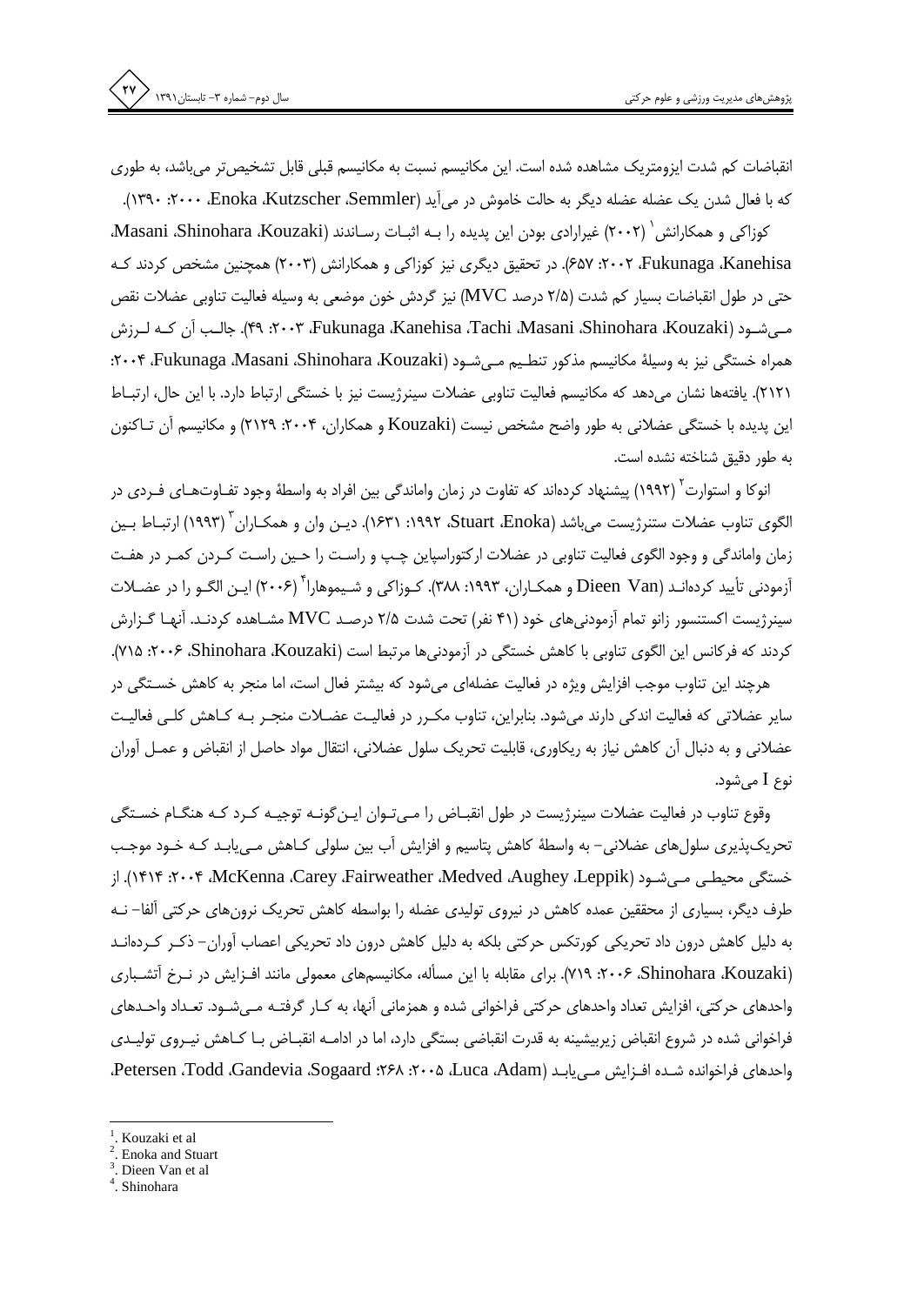انقباضات کم شدت ایزومتریک مشاهده شده است. این مکانیسم نسبت به مکانیسم قبلی قابل تشخیص‌تر می‌باشد، به طوری که با فعال شدن یک عضله عضله دیگر به حالت خاموش در می‌آید (Enoka ،Kutzscher ،Semmler، ۲۰۰۰: ۱۳۹۰).

کوزاکی و همکارانش[1] (۲۰۰۲) غیرارادی بودن این پدیده را بـه اثبـات رسـاندند (Masani ،Shinohara ،Kouzaki، Fukunaga ،Kanehisa، ۲۰۰۲: ۶۵۷). در تحقیق دیگری نیز کوزاکی و همکارانش (۲۰۰۳) همچنین مشخص کردند کـه حتی در طول انقباضات بسیار کم شدت (۲/۵ درصد MVC) نیز گردش خون موضعی به وسیله فعالیت تناوبی عضلات نقص مـی‌شـود (Fukunaga ،Kanehisa ،Tachi ،Masani ،Shinohara ،Kouzaki، ۲۰۰۳: ۴۹). جالـب آن کـه لـرزش همراه خستگی نیز به وسیلهٔ مکانیسم مذکور تنظـیم مـی‌شـود (Fukunaga ،Masani ،Shinohara ،Kouzaki، ۲۰۰۴: ۲۱۲۱). یافته‌ها نشان می‌دهد که مکانیسم فعالیت تناوبی عضلات سینرژیست نیز با خستگی ارتباط دارد. با این حال، ارتبـاط این پدیده با خستگی عضلانی به طور واضح مشخص نیست (Kouzaki و همکاران، ۲۰۰۴: ۲۱۲۹) و مکانیسم آن تـاکنون به طور دقیق شناخته نشده است.

انوکا و استوارت[2] (۱۹۹۲) پیشنهاد کرده‌اند که تفاوت در زمان واماندگی بین افراد به واسطهٔ وجود تفـاوت‌هـای فـردی در الگوی تناوب عضلات سنترژیست می‌باشد (Stuart ،Enoka، ۱۹۹۲: ۱۶۳۱). دیـن وان و همکـاران[3] (۱۹۹۳) ارتبـاط بـین زمان واماندگی و وجود الگوی فعالیت تناوبی در عضلات ارکتوراسپاین چـپ و راسـت را حـین راسـت کـردن کمـر در هفـت آزمودنی تأیید کرده‌انـد (Dieen Van و همکـاران، ۱۹۹۳: ۳۸۸). کـوزاکی و شـیموهارا[4] (۲۰۰۶) ایـن الگـو را در عضـلات سینرژیست اکستنسور زانو تمام آزمودنی‌های خود (۴۱ نفر) تحت شدت ۲/۵ درصـد MVC مشـاهده کردنـد. آنهـا گـزارش کردند که فرکانس این الگوی تناوبی با کاهش خستگی در آزمودنی‌ها مرتبط است (Shinohara ،Kouzaki، ۲۰۰۶: ۷۱۵).

هرچند این تناوب موجب افزایش ویژه در فعالیت عضله‌ای می‌شود که بیشتر فعال است، اما منجر به کاهش خسـتگی در سایر عضلاتی که فعالیت اندکی دارند می‌شود. بنابراین، تناوب مکـرر در فعالیـت عضـلات منجـر بـه کـاهش کلـی فعالیـت عضلانی و به دنبال آن کاهش نیاز به ریکاوری، قابلیت تحریک سلول عضلانی، انتقال مواد حاصل از انقباض و عمـل آوران نوع I می‌شود.

وقوع تناوب در فعالیت عضلات سینرژیست در طول انقبـاض را مـی‌تـوان ایـن‌گونـه توجیـه کـرد کـه هنگـام خسـتگی تحریک‌پذیری سلول‌های عضلانی– به واسطهٔ کاهش پتاسیم و افزایش آب بین سلولی کـاهش مـی‌یابـد کـه خـود موجـب خستگی محیطـی مـی‌شـود (McKenna ،Carey ،Fairweather ،Medved ،Aughey ،Leppik، ۲۰۰۴: ۱۴۱۴). از طرف دیگر، بسیاری از محققین عمده کاهش در نیروی تولیدی عضله را بواسطه کاهش تحریک نرون‌های حرکتی آلفا– نـه به دلیل کاهش درون داد تحریکی کورتکس حرکتی بلکه به دلیل کاهش درون داد تحریکی اعصاب آوران– ذکـر کـرده‌انـد (Shinohara ،Kouzaki، ۲۰۰۶: ۷۱۹). برای مقابله با این مسأله، مکانیسم‌های معمولی مانند افـزایش در نـرخ آتشـباری واحدهای حرکتی، افزایش تعداد واحدهای حرکتی فراخوانی شده و همزمانی آنها، به کـار گرفتـه مـی‌شـود. تعـداد واحـدهای فراخوانی شده در شروع انقباض زیربیشینه به قدرت انقباضی بستگی دارد، اما در ادامـه انقبـاض بـا کـاهش نیـروی تولیـدی واحدهای فراخوانده شـده افـزایش مـی‌یابـد (Luca ،Adam، ۲۰۰۵: ۲۶۸؛ Petersen ،Todd ،Gandevia ،Sogaard،

---

1. Kouzaki et al
2. Enoka and Stuart
3. Dieen Van et al
4. Shinohara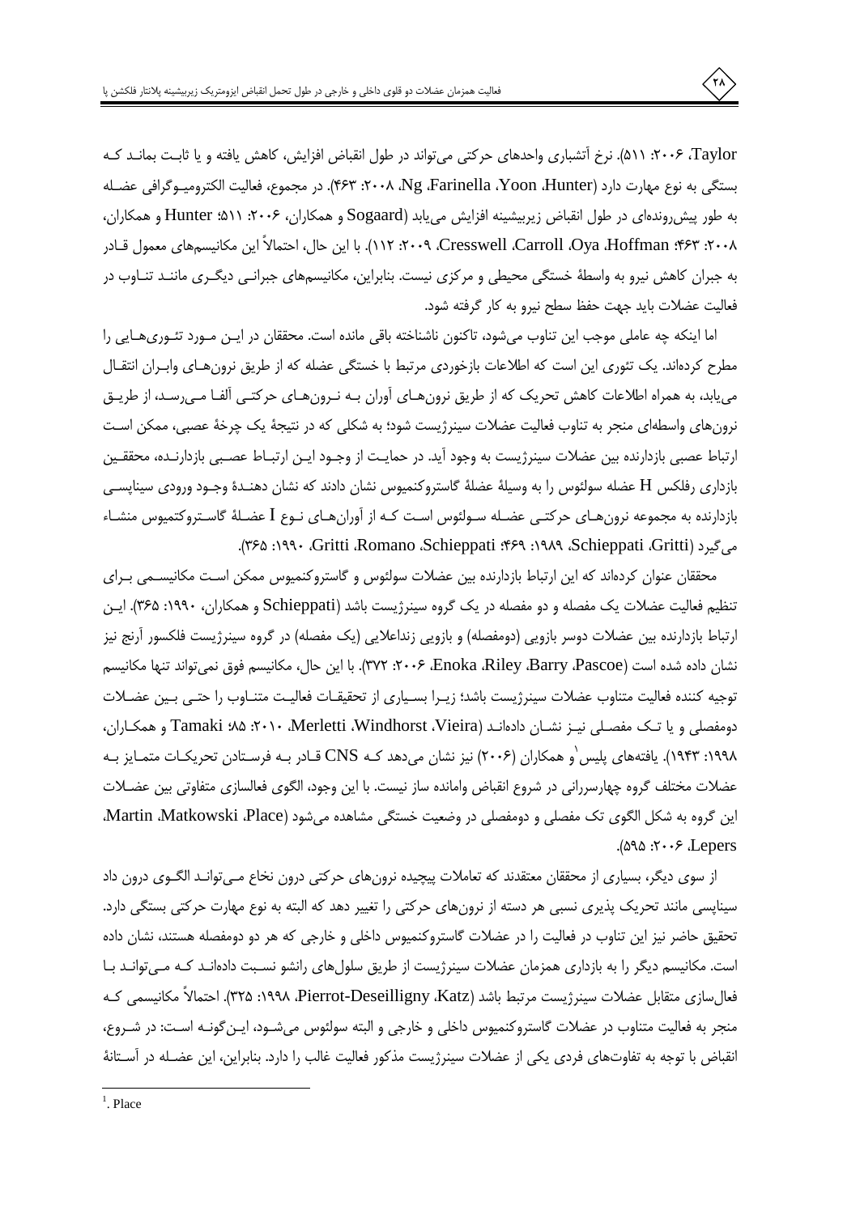Taylor، ۲۰۰۶: ۵۱۱). نرخ آتشباری واحدهای حرکتی می‌تواند در طول انقباض افزایش، کاهش یافته و یا ثابت بماند که بستگی به نوع مهارت دارد (Hunter، Yoon، Farinella، Ng، ۲۰۰۸: ۴۶۳). در مجموع، فعالیت الکترومیوگرافی عضله به طور پیش‌رونده‌ای در طول انقباض زیربیشینه افزایش می‌یابد (Sogaard و همکاران، ۲۰۰۶: ۵۱۱؛ Hunter و همکاران، ۲۰۰۸: ۴۶۳؛ Hoffman، Oya، Carroll، Cresswell، ۲۰۰۹: ۱۱۲). با این حال، احتمالاً این مکانیسم‌های معمول قادر به جبران کاهش نیرو به واسطهٔ خستگی محیطی و مرکزی نیست. بنابراین، مکانیسم‌های جبرانی دیگری مانند تناوب در فعالیت عضلات باید جهت حفظ سطح نیرو به کار گرفته شود.

اما اینکه چه عاملی موجب این تناوب می‌شود، تاکنون ناشناخته باقی مانده است. محققان در این مورد تئوری‌هایی را مطرح کرده‌اند. یک تئوری این است که اطلاعات بازخوردی مرتبط با خستگی عضله که از طریق نرون‌های وابران انتقال می‌یابد، به همراه اطلاعات کاهش تحریک که از طریق نرون‌های آوران به نرون‌های حرکتی آلفا می‌رسد، از طریق نرون‌های واسطه‌ای منجر به تناوب فعالیت عضلات سینرژیست شود؛ به شکلی که در نتیجهٔ یک چرخهٔ عصبی، ممکن است ارتباط عصبی بازدارنده بین عضلات سینرژیست به وجود آید. در حمایت از وجود این ارتباط عصبی بازدارنده، محققین بازداری رفلکس H عضله سولئوس را به وسیلهٔ عضلهٔ گاستروکنمیوس نشان دادند که نشان دهندهٔ وجود ورودی سیناپسی بازدارنده به مجموعه نرون‌های حرکتی عضله سولئوس است که از آوران‌های نوع I عضلهٔ گاستروکتمیوس منشاء می‌گیرد (Gritti، Schieppati، ۱۹۸۹: ۴۶۹؛ Schieppati، Romano، Gritti، ۱۹۹۰: ۳۶۵).

محققان عنوان کرده‌اند که این ارتباط بین عضلات سولئوس و گاستروکنمیوس ممکن است مکانیسمی برای تنظیم فعالیت عضلات یک مفصله و دو مفصله در یک گروه سینرژیست باشد (Schieppati و همکاران، ۱۹۹۰: ۳۶۵). این ارتباط بازدارنده بین عضلات دوسر بازویی (دومفصله) و بازویی زنداعلایی (یک مفصله) در گروه سینرژیست فلکسور آرنج نیز نشان داده شده است (Pascoe، Barry، Riley، Enoka، ۲۰۰۶: ۳۷۲). با این حال، مکانیسم فوق نمی‌تواند تنها مکانیسم توجیه کننده فعالیت متناوب عضلات سینرژیست باشد؛ زیرا بسیاری از تحقیقات فعالیت متناوب را حتی بین عضلات دومفصلی و یا تک مفصلی نیز نشان داده‌اند (Vieira، Windhorst، Merletti، ۲۰۱۰: ۸۵؛ Tamaki و همکاران، ۱۹۹۸: ۱۹۴۳). یافته‌های پلیس[1] و همکاران (۲۰۰۶) نیز نشان می‌دهد که CNS قادر به فرستادن تحریکات متمایز به عضلات مختلف گروه چهارسررانی در شروع انقباض وامانده ساز نیست. با این وجود، الگوی فعالسازی متفاوتی بین عضلات این گروه به شکل الگوی تک مفصلی و دومفصلی در وضعیت خستگی مشاهده می‌شود (Place، Matkowski، Martin، Lepers، ۲۰۰۶: ۵۹۵).

از سوی دیگر، بسیاری از محققان معتقدند که تعاملات پیچیده نرون‌های حرکتی درون نخاع می‌تواند الگوی درون داد سیناپسی مانند تحریک پذیری نسبی هر دسته از نرون‌های حرکتی را تغییر دهد که البته به نوع مهارت حرکتی بستگی دارد. تحقیق حاضر نیز این تناوب در فعالیت را در عضلات گاستروکنمیوس داخلی و خارجی که هر دو دومفصله هستند، نشان داده است. مکانیسم دیگر را به بازداری همزمان عضلات سینرژیست از طریق سلول‌های رانشو نسبت داده‌اند که می‌تواند با فعال‌سازی متقابل عضلات سینرژیست مرتبط باشد (Katz، Pierrot-Deseilligny، ۱۹۹۸: ۳۲۵). احتمالاً مکانیسمی که منجر به فعالیت متناوب در عضلات گاستروکنمیوس داخلی و خارجی و البته سولئوس می‌شود، این‌گونه است: در شروع، انقباض با توجه به تفاوت‌های فردی یکی از عضلات سینرژیست مذکور فعالیت غالب را دارد. بنابراین، این عضله در آستانهٔ

---

[1]. Place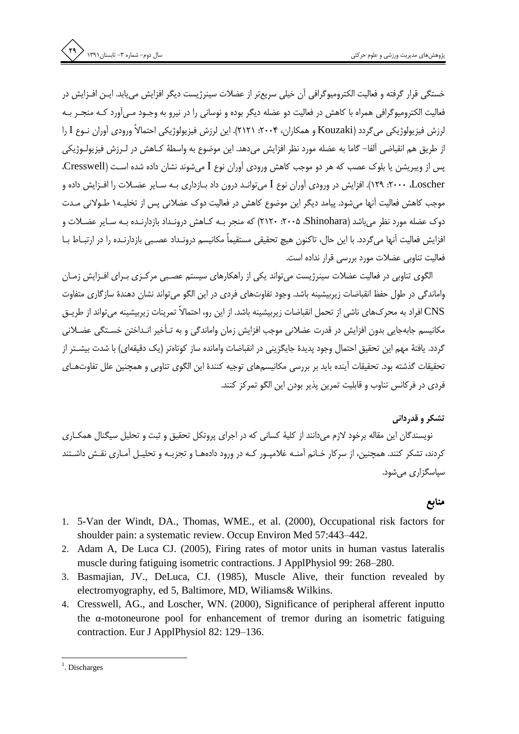خستگی قرار گرفته و فعالیت الکترومیوگرافی آن خیلی سریع‌تر از عضلات سینرژیست دیگر افزایش می‌یابد. این افزایش در فعالیت الکترومیوگرافی همراه با کاهش در فعالیت دو عضله دیگر بوده و نوسانی را در نیرو به وجود می‌آورد که منجر به لرزش فیزیولوژیکی می‌گردد (Kouzaki و همکاران، ۲۰۰۴: ۲۱۲۱). این لرزش فیزیولوژیکی احتمالاً ورودی آوران نوع I را از طریق هم انقباضی آلفا- گاما به عضله مورد نظر افزایش می‌دهد. این موضوع به واسطهٔ کاهش در لرزش فیزیولوژیکی پس از ویبریشن یا بلوک عصب که هر دو موجب کاهش ورودی آوران نوع I می‌شوند نشان داده شده است (Cresswell، Loscher، ۲۰۰۰: ۱۲۹). افزایش در ورودی آوران نوع I می‌تواند درون داد بازداری به سایر عضلات را افزایش داده و موجب کاهش فعالیت آنها می‌شود. پیامد دیگر این موضوع کاهش در فعالیت دوک عضلانی پس از تخلیه[1] طولانی مدت دوک عضله مورد نظر می‌باشد (Shinohara، ۲۰۰۵: ۲۱۲۰) که منجر به کاهش درونداد بازدارنده به سایر عضلات و افزایش فعالیت آنها می‌گردد. با این حال، تاکنون هیچ تحقیقی مستقیماً مکانیسم درونداد عصبی بازدارنده را در ارتباط با فعالیت تناوبی عضلات مورد بررسی قرار نداده است.

الگوی تناوبی در فعالیت عضلات سینرژیست می‌تواند یکی از راهکارهای سیستم عصبی مرکزی برای افزایش زمان واماندگی در طول حفظ انقباضات زیربیشینه باشد. وجود تفاوت‌های فردی در این الگو می‌تواند نشان دهندهٔ سازگاری متفاوت افراد به محرک‌های ناشی از تحمل انقباضات زیربیشینه باشد. از این رو، احتمالاً تمرینات زیربیشینه می‌تواند از طریق CNS مکانیسم جابه‌جایی بدون افزایش در قدرت عضلانی موجب افزایش زمان واماندگی و به تأخیر انداختن خستگی عضلانی گردد. یافتهٔ مهم این تحقیق احتمال وجود پدیدهٔ جایگزینی در انقباضات وامانده ساز کوتاه‌تر (یک دقیقه‌ای) با شدت بیشتر از تحقیقات گذشته بود. تحقیقات آینده باید بر بررسی مکانیسم‌های توجیه کنندهٔ این الگوی تناوبی و همچنین علل تفاوت‌های فردی در فرکانس تناوب و قابلیت تمرین پذیر بودن این الگو تمرکز کنند.

**تشکر و قدردانی**

نویسندگان این مقاله برخود لازم می‌دانند از کلیهٔ کسانی که در اجرای پروتکل تحقیق و ثبت و تحلیل سیگنال همکاری کردند، تشکر کنند. همچنین، از سرکار خانم آمنه غلامپور که در ورود داده‌ها و تجزیه و تحلیل آماری نقش داشتند سپاسگزاری می‌شود.

## منابع

1. 5-Van der Windt, DA., Thomas, WME., et al. (2000), Occupational risk factors for shoulder pain: a systematic review. Occup Environ Med 57:443–442.
2. Adam A, De Luca CJ. (2005), Firing rates of motor units in human vastus lateralis muscle during fatiguing isometric contractions. J ApplPhysiol 99: 268–280.
3. Basmajian, JV., DeLuca, CJ. (1985), Muscle Alive, their function revealed by electromyography, ed 5, Baltimore, MD, Wiliams& Wilkins.
4. Cresswell, AG., and Loscher, WN. (2000), Significance of peripheral afferent inputto the α-motoneurone pool for enhancement of tremor during an isometric fatiguing contraction. Eur J ApplPhysiol 82: 129–136.

---

[1]. Discharges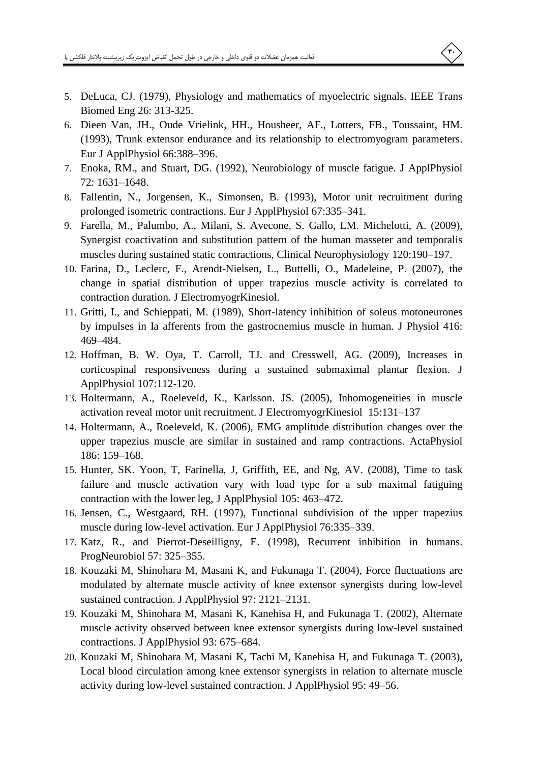5. DeLuca, CJ. (1979), Physiology and mathematics of myoelectric signals. IEEE Trans Biomed Eng 26: 313-325.
6. Dieen Van, JH., Oude Vrielink, HH., Housheer, AF., Lotters, FB., Toussaint, HM. (1993), Trunk extensor endurance and its relationship to electromyogram parameters. Eur J ApplPhysiol 66:388–396.
7. Enoka, RM., and Stuart, DG. (1992), Neurobiology of muscle fatigue. J ApplPhysiol 72: 1631–1648.
8. Fallentin, N., Jorgensen, K., Simonsen, B. (1993), Motor unit recruitment during prolonged isometric contractions. Eur J ApplPhysiol 67:335–341.
9. Farella, M., Palumbo, A., Milani, S. Avecone, S. Gallo, LM. Michelotti, A. (2009), Synergist coactivation and substitution pattern of the human masseter and temporalis muscles during sustained static contractions, Clinical Neurophysiology 120:190–197.
10. Farina, D., Leclerc, F., Arendt-Nielsen, L., Buttelli, O., Madeleine, P. (2007), the change in spatial distribution of upper trapezius muscle activity is correlated to contraction duration. J ElectromyogrKinesiol.
11. Gritti, I., and Schieppati, M. (1989), Short-latency inhibition of soleus motoneurones by impulses in Ia afferents from the gastrocnemius muscle in human. J Physiol 416: 469–484.
12. Hoffman, B. W. Oya, T. Carroll, TJ. and Cresswell, AG. (2009), Increases in corticospinal responsiveness during a sustained submaximal plantar flexion. J ApplPhysiol 107:112-120.
13. Holtermann, A., Roeleveld, K., Karlsson. JS. (2005), Inhomogeneities in muscle activation reveal motor unit recruitment. J ElectromyogrKinesiol 15:131–137
14. Holtermann, A., Roeleveld, K. (2006), EMG amplitude distribution changes over the upper trapezius muscle are similar in sustained and ramp contractions. ActaPhysiol 186: 159–168.
15. Hunter, SK. Yoon, T, Farinella, J, Griffith, EE, and Ng, AV. (2008), Time to task failure and muscle activation vary with load type for a sub maximal fatiguing contraction with the lower leg, J ApplPhysiol 105: 463–472.
16. Jensen, C., Westgaard, RH. (1997), Functional subdivision of the upper trapezius muscle during low-level activation. Eur J ApplPhysiol 76:335–339.
17. Katz, R., and Pierrot-Deseilligny, E. (1998), Recurrent inhibition in humans. ProgNeurobiol 57: 325–355.
18. Kouzaki M, Shinohara M, Masani K, and Fukunaga T. (2004), Force fluctuations are modulated by alternate muscle activity of knee extensor synergists during low-level sustained contraction. J ApplPhysiol 97: 2121–2131.
19. Kouzaki M, Shinohara M, Masani K, Kanehisa H, and Fukunaga T. (2002), Alternate muscle activity observed between knee extensor synergists during low-level sustained contractions. J ApplPhysiol 93: 675–684.
20. Kouzaki M, Shinohara M, Masani K, Tachi M, Kanehisa H, and Fukunaga T. (2003), Local blood circulation among knee extensor synergists in relation to alternate muscle activity during low-level sustained contraction. J ApplPhysiol 95: 49–56.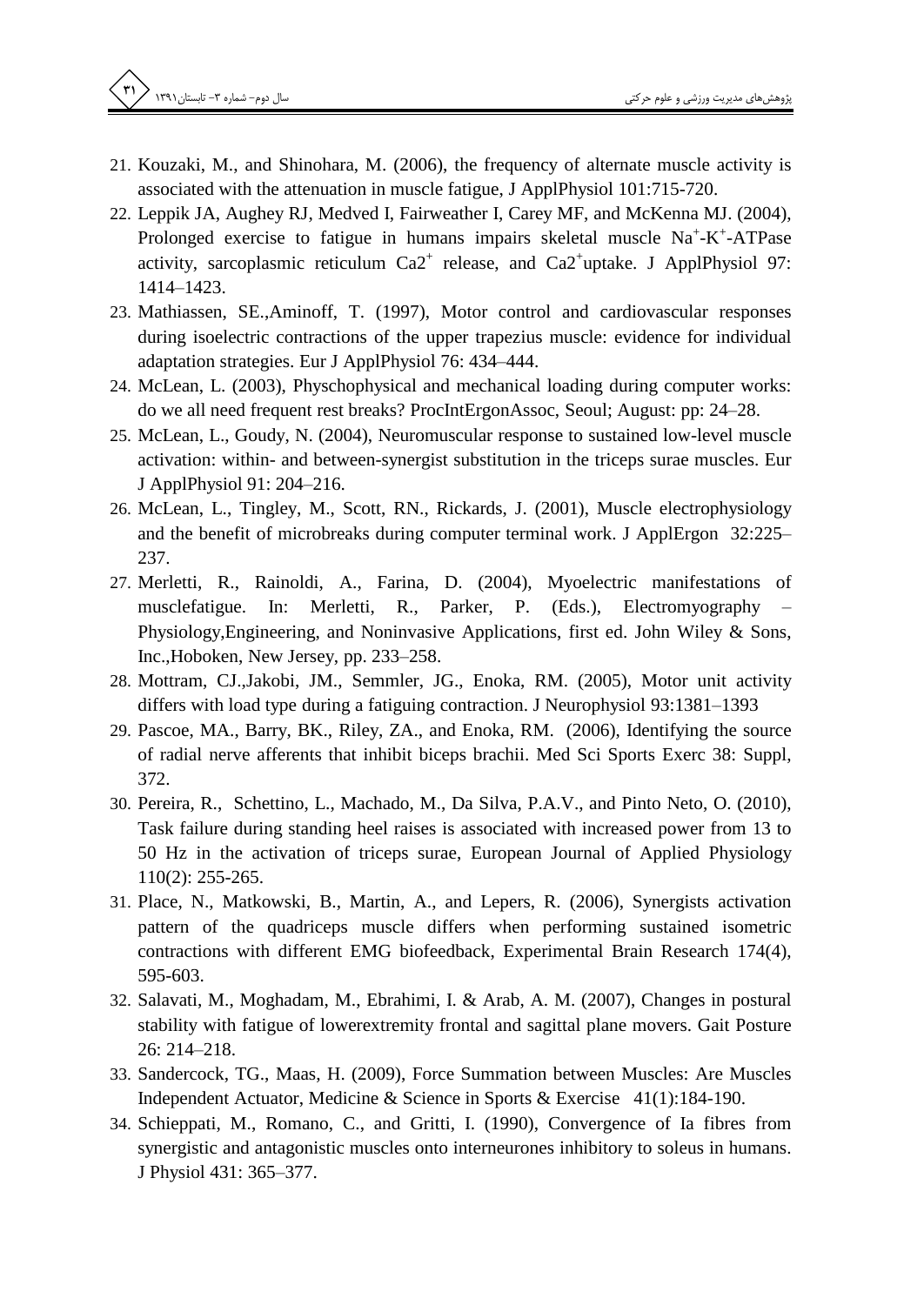21. Kouzaki, M., and Shinohara, M. (2006), the frequency of alternate muscle activity is associated with the attenuation in muscle fatigue, J ApplPhysiol 101:715-720.
22. Leppik JA, Aughey RJ, Medved I, Fairweather I, Carey MF, and McKenna MJ. (2004), Prolonged exercise to fatigue in humans impairs skeletal muscle $Na^+$-$K^+$-ATPase activity, sarcoplasmic reticulum $Ca2^+$ release, and $Ca2^+$uptake. J ApplPhysiol 97: 1414–1423.
23. Mathiassen, SE.,Aminoff, T. (1997), Motor control and cardiovascular responses during isoelectric contractions of the upper trapezius muscle: evidence for individual adaptation strategies. Eur J ApplPhysiol 76: 434–444.
24. McLean, L. (2003), Physchophysical and mechanical loading during computer works: do we all need frequent rest breaks? ProcIntErgonAssoc, Seoul; August: pp: 24–28.
25. McLean, L., Goudy, N. (2004), Neuromuscular response to sustained low-level muscle activation: within- and between-synergist substitution in the triceps surae muscles. Eur J ApplPhysiol 91: 204–216.
26. McLean, L., Tingley, M., Scott, RN., Rickards, J. (2001), Muscle electrophysiology and the benefit of microbreaks during computer terminal work. J ApplErgon 32:225–237.
27. Merletti, R., Rainoldi, A., Farina, D. (2004), Myoelectric manifestations of musclefatigue. In: Merletti, R., Parker, P. (Eds.), Electromyography – Physiology,Engineering, and Noninvasive Applications, first ed. John Wiley & Sons, Inc.,Hoboken, New Jersey, pp. 233–258.
28. Mottram, CJ.,Jakobi, JM., Semmler, JG., Enoka, RM. (2005), Motor unit activity differs with load type during a fatiguing contraction. J Neurophysiol 93:1381–1393
29. Pascoe, MA., Barry, BK., Riley, ZA., and Enoka, RM. (2006), Identifying the source of radial nerve afferents that inhibit biceps brachii. Med Sci Sports Exerc 38: Suppl, 372.
30. Pereira, R., Schettino, L., Machado, M., Da Silva, P.A.V., and Pinto Neto, O. (2010), Task failure during standing heel raises is associated with increased power from 13 to 50 Hz in the activation of triceps surae, European Journal of Applied Physiology 110(2): 255-265.
31. Place, N., Matkowski, B., Martin, A., and Lepers, R. (2006), Synergists activation pattern of the quadriceps muscle differs when performing sustained isometric contractions with different EMG biofeedback, Experimental Brain Research 174(4), 595-603.
32. Salavati, M., Moghadam, M., Ebrahimi, I. & Arab, A. M. (2007), Changes in postural stability with fatigue of lowerextremity frontal and sagittal plane movers. Gait Posture 26: 214–218.
33. Sandercock, TG., Maas, H. (2009), Force Summation between Muscles: Are Muscles Independent Actuator, Medicine & Science in Sports & Exercise 41(1):184-190.
34. Schieppati, M., Romano, C., and Gritti, I. (1990), Convergence of Ia fibres from synergistic and antagonistic muscles onto interneurones inhibitory to soleus in humans. J Physiol 431: 365–377.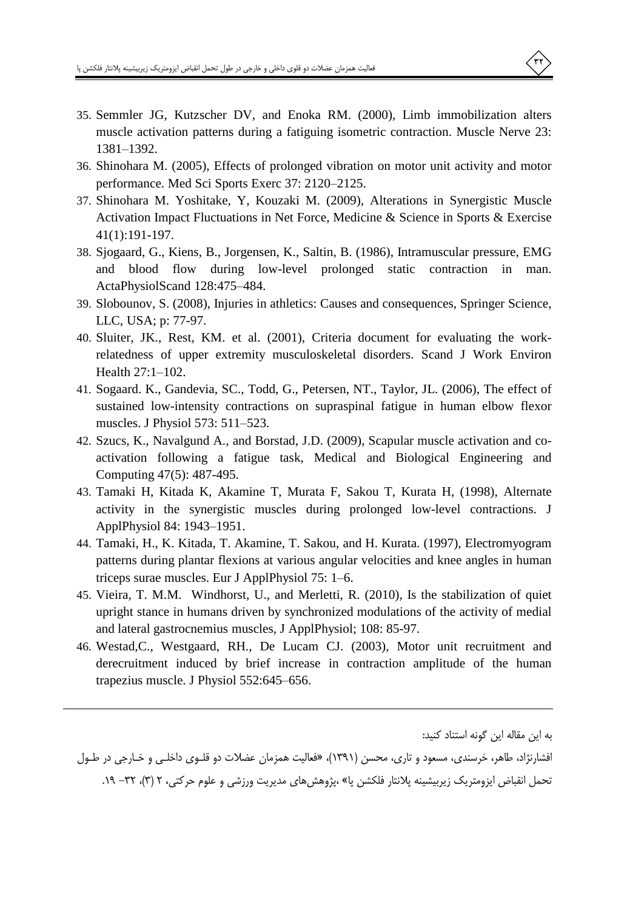35. Semmler JG, Kutzscher DV, and Enoka RM. (2000), Limb immobilization alters muscle activation patterns during a fatiguing isometric contraction. Muscle Nerve 23: 1381–1392.
36. Shinohara M. (2005), Effects of prolonged vibration on motor unit activity and motor performance. Med Sci Sports Exerc 37: 2120–2125.
37. Shinohara M. Yoshitake, Y, Kouzaki M. (2009), Alterations in Synergistic Muscle Activation Impact Fluctuations in Net Force, Medicine & Science in Sports & Exercise 41(1):191-197.
38. Sjogaard, G., Kiens, B., Jorgensen, K., Saltin, B. (1986), Intramuscular pressure, EMG and blood flow during low-level prolonged static contraction in man. ActaPhysiolScand 128:475–484.
39. Slobounov, S. (2008), Injuries in athletics: Causes and consequences, Springer Science, LLC, USA; p: 77-97.
40. Sluiter, JK., Rest, KM. et al. (2001), Criteria document for evaluating the work-relatedness of upper extremity musculoskeletal disorders. Scand J Work Environ Health 27:1–102.
41. Sogaard. K., Gandevia, SC., Todd, G., Petersen, NT., Taylor, JL. (2006), The effect of sustained low-intensity contractions on supraspinal fatigue in human elbow flexor muscles. J Physiol 573: 511–523.
42. Szucs, K., Navalgund A., and Borstad, J.D. (2009), Scapular muscle activation and co-activation following a fatigue task, Medical and Biological Engineering and Computing 47(5): 487-495.
43. Tamaki H, Kitada K, Akamine T, Murata F, Sakou T, Kurata H, (1998), Alternate activity in the synergistic muscles during prolonged low-level contractions. J ApplPhysiol 84: 1943–1951.
44. Tamaki, H., K. Kitada, T. Akamine, T. Sakou, and H. Kurata. (1997), Electromyogram patterns during plantar flexions at various angular velocities and knee angles in human triceps surae muscles. Eur J ApplPhysiol 75: 1–6.
45. Vieira, T. M.M. Windhorst, U., and Merletti, R. (2010), Is the stabilization of quiet upright stance in humans driven by synchronized modulations of the activity of medial and lateral gastrocnemius muscles, J ApplPhysiol; 108: 85-97.
46. Westad,C., Westgaard, RH., De Lucam CJ. (2003), Motor unit recruitment and derecruitment induced by brief increase in contraction amplitude of the human trapezius muscle. J Physiol 552:645–656.

---

به این مقاله این گونه استناد کنید:

افشارنژاد، طاهر، خرسندی، مسعود و تاری، محسن (۱۳۹۱)، «فعالیت همزمان عضلات دو قلوی داخلی و خارجی در طول تحمل انقباض ایزومتریک زیربیشینه پلانتار فلکشن پا» ،پژوهش‌های مدیریت ورزشی و علوم حرکتی، ۲ (۳)، ۳۲– ۱۹.